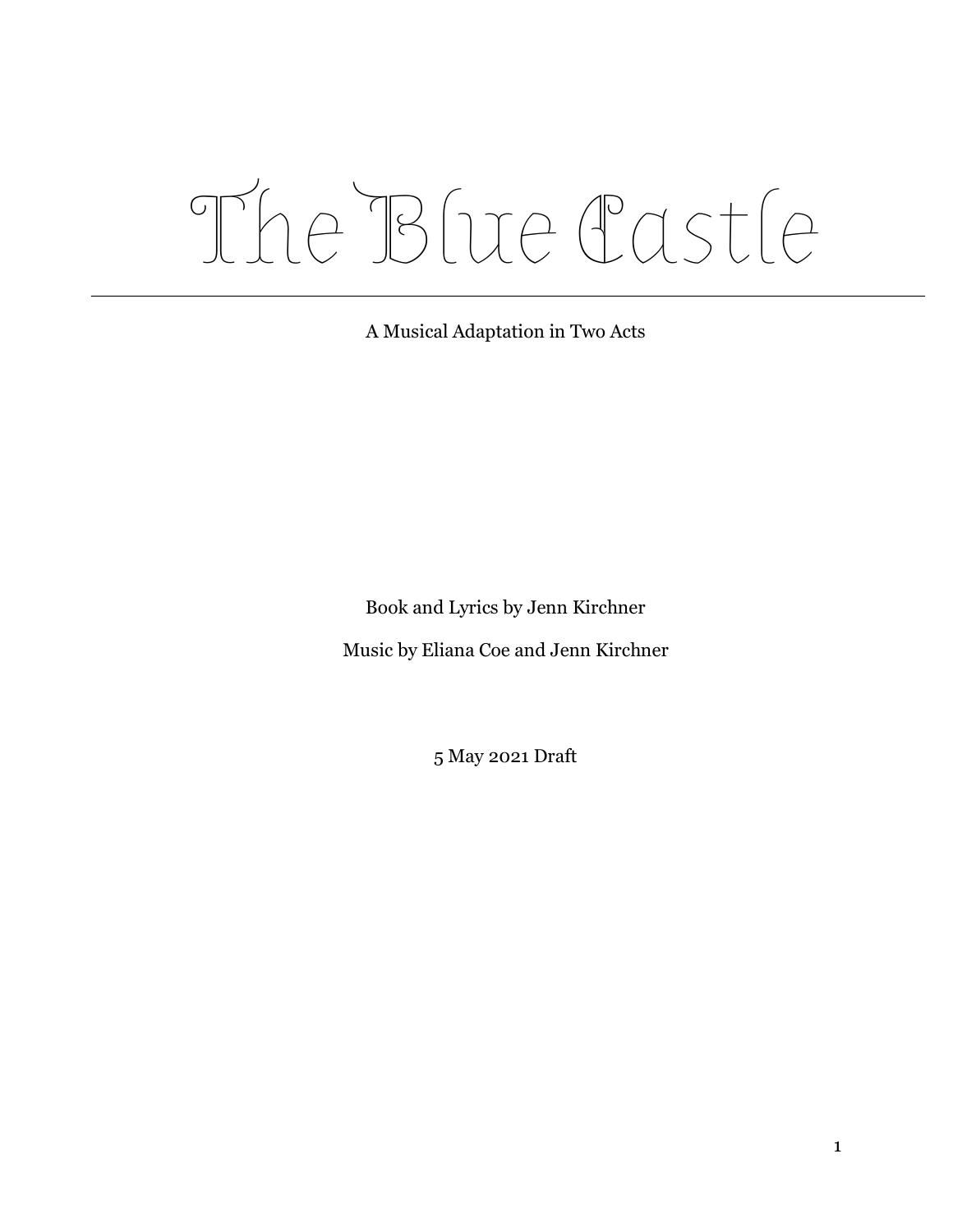# The Blue Castle

---

A Musical Adaptation in Two Acts

Book and Lyrics by Jenn Kirchner

Music by Eliana Coe and Jenn Kirchner

5 May 2021 Draft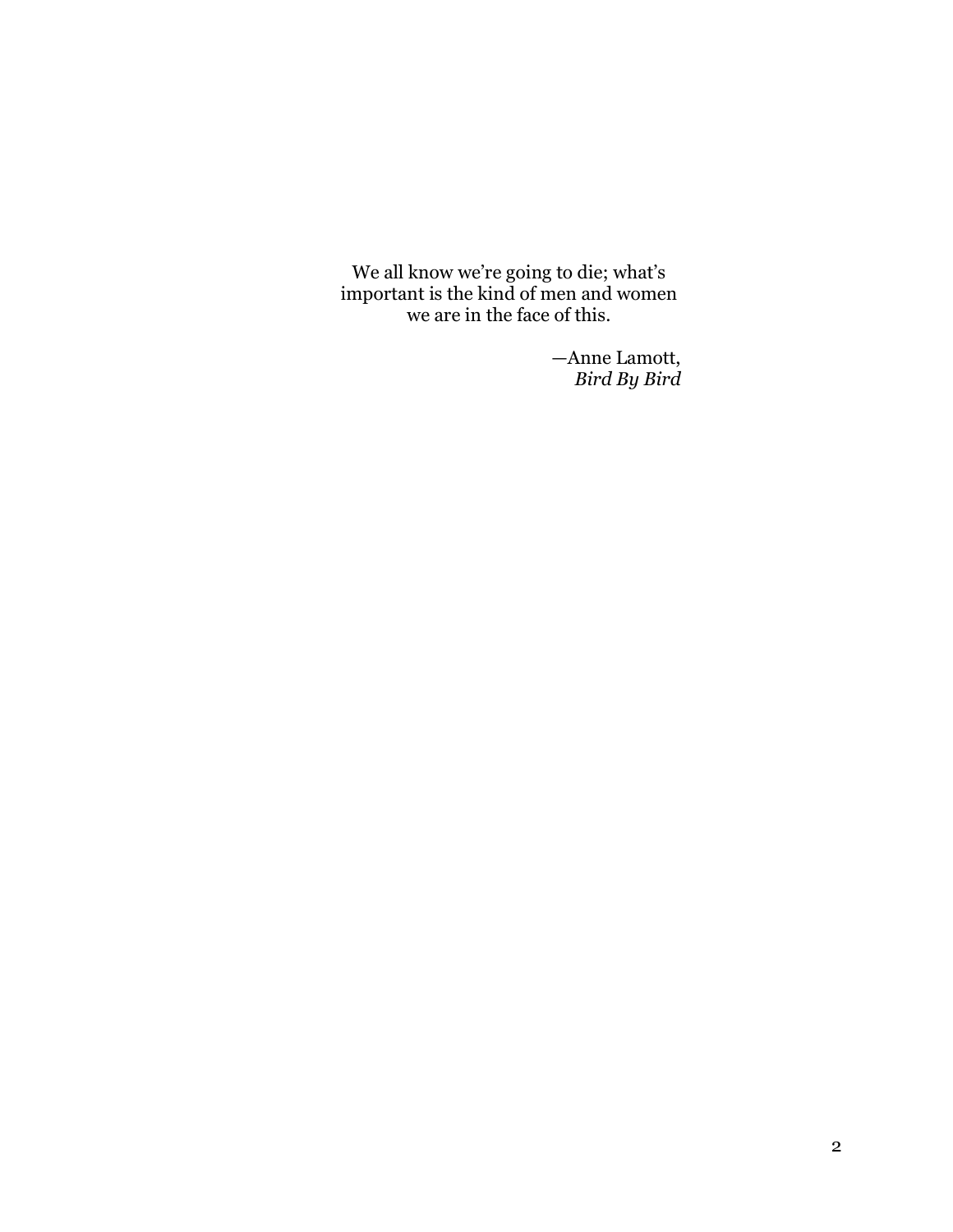We all know we're going to die; what's important is the kind of men and women we are in the face of this.

—Anne Lamott,
*Bird By Bird*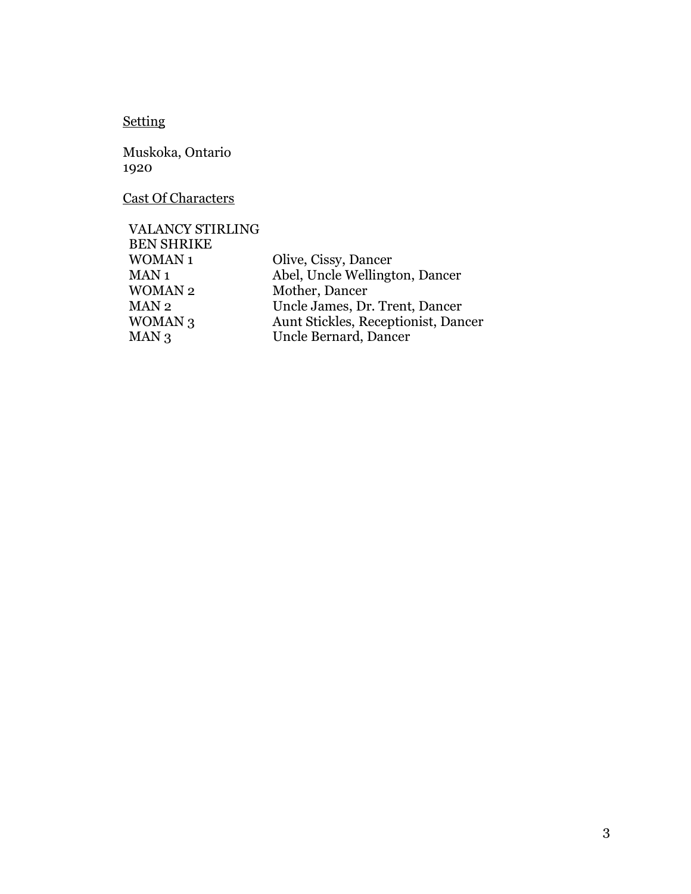<u>Setting</u>

Muskoka, Ontario
1920

<u>Cast Of Characters</u>

| | |
|---|---|
| VALANCY STIRLING | |
| BEN SHRIKE | |
| WOMAN 1 | Olive, Cissy, Dancer |
| MAN 1 | Abel, Uncle Wellington, Dancer |
| WOMAN 2 | Mother, Dancer |
| MAN 2 | Uncle James, Dr. Trent, Dancer |
| WOMAN 3 | Aunt Stickles, Receptionist, Dancer |
| MAN 3 | Uncle Bernard, Dancer |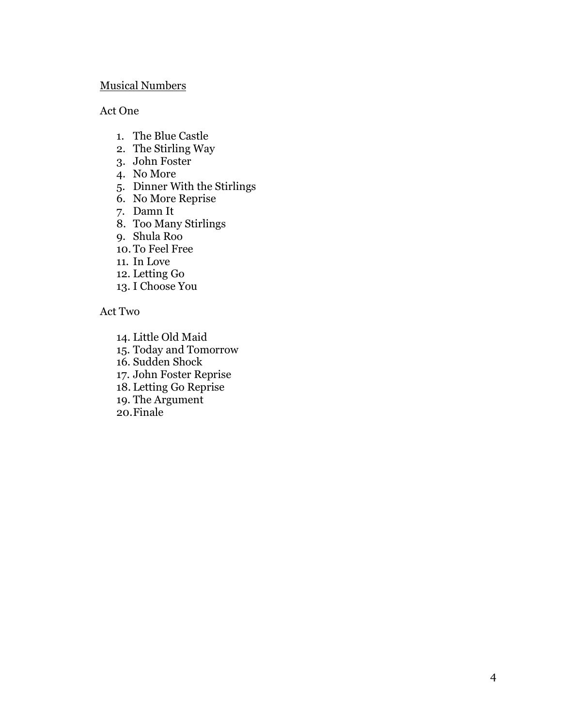<u>Musical Numbers</u>

Act One

1. The Blue Castle
2. The Stirling Way
3. John Foster
4. No More
5. Dinner With the Stirlings
6. No More Reprise
7. Damn It
8. Too Many Stirlings
9. Shula Roo
10. To Feel Free
11. In Love
12. Letting Go
13. I Choose You

Act Two

14. Little Old Maid
15. Today and Tomorrow
16. Sudden Shock
17. John Foster Reprise
18. Letting Go Reprise
19. The Argument
20. Finale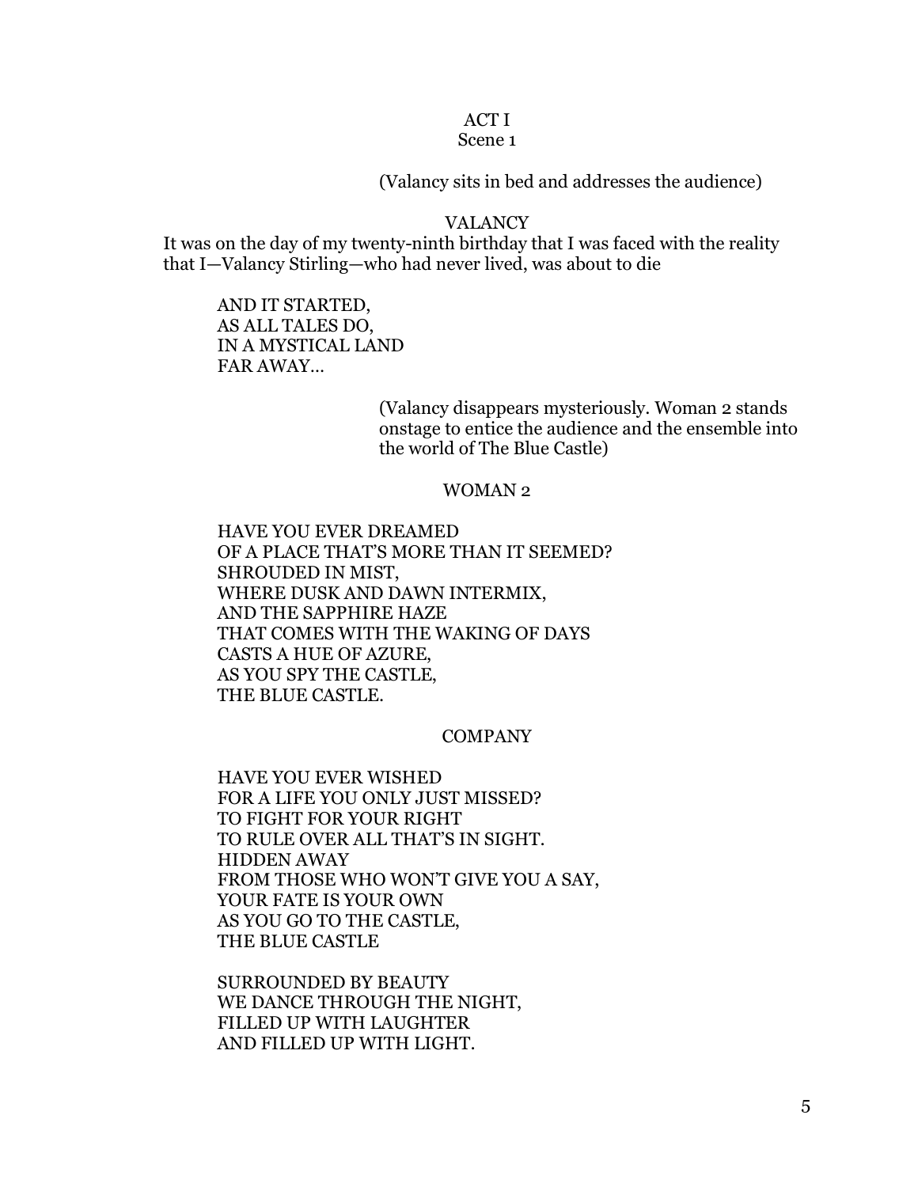ACT I

Scene 1

(Valancy sits in bed and addresses the audience)

VALANCY

It was on the day of my twenty-ninth birthday that I was faced with the reality that I—Valancy Stirling—who had never lived, was about to die

AND IT STARTED,  
AS ALL TALES DO,  
IN A MYSTICAL LAND  
FAR AWAY…

(Valancy disappears mysteriously. Woman 2 stands onstage to entice the audience and the ensemble into the world of The Blue Castle)

WOMAN 2

HAVE YOU EVER DREAMED  
OF A PLACE THAT'S MORE THAN IT SEEMED?  
SHROUDED IN MIST,  
WHERE DUSK AND DAWN INTERMIX,  
AND THE SAPPHIRE HAZE  
THAT COMES WITH THE WAKING OF DAYS  
CASTS A HUE OF AZURE,  
AS YOU SPY THE CASTLE,  
THE BLUE CASTLE.

COMPANY

HAVE YOU EVER WISHED  
FOR A LIFE YOU ONLY JUST MISSED?  
TO FIGHT FOR YOUR RIGHT  
TO RULE OVER ALL THAT'S IN SIGHT.  
HIDDEN AWAY  
FROM THOSE WHO WON'T GIVE YOU A SAY,  
YOUR FATE IS YOUR OWN  
AS YOU GO TO THE CASTLE,  
THE BLUE CASTLE

SURROUNDED BY BEAUTY  
WE DANCE THROUGH THE NIGHT,  
FILLED UP WITH LAUGHTER  
AND FILLED UP WITH LIGHT.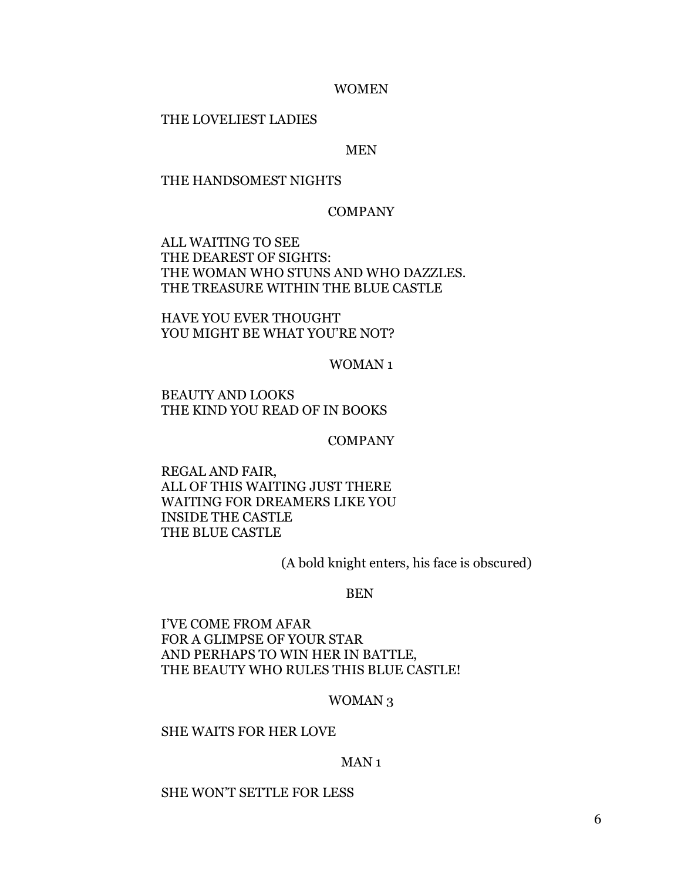WOMEN

THE LOVELIEST LADIES

MEN

THE HANDSOMEST NIGHTS

COMPANY

ALL WAITING TO SEE
THE DEAREST OF SIGHTS:
THE WOMAN WHO STUNS AND WHO DAZZLES.
THE TREASURE WITHIN THE BLUE CASTLE

HAVE YOU EVER THOUGHT
YOU MIGHT BE WHAT YOU'RE NOT?

WOMAN 1

BEAUTY AND LOOKS
THE KIND YOU READ OF IN BOOKS

COMPANY

REGAL AND FAIR,
ALL OF THIS WAITING JUST THERE
WAITING FOR DREAMERS LIKE YOU
INSIDE THE CASTLE
THE BLUE CASTLE

(A bold knight enters, his face is obscured)

BEN

I'VE COME FROM AFAR
FOR A GLIMPSE OF YOUR STAR
AND PERHAPS TO WIN HER IN BATTLE,
THE BEAUTY WHO RULES THIS BLUE CASTLE!

WOMAN 3

SHE WAITS FOR HER LOVE

MAN 1

SHE WON'T SETTLE FOR LESS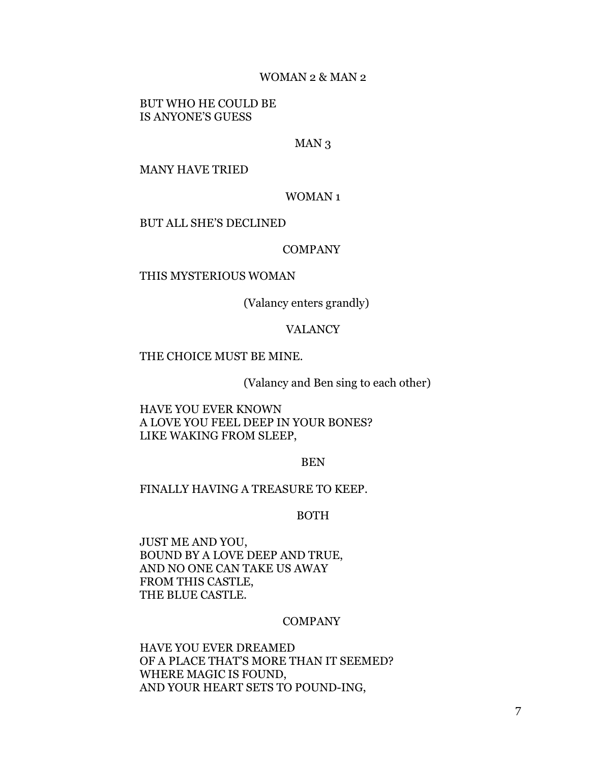WOMAN 2 & MAN 2

BUT WHO HE COULD BE
IS ANYONE'S GUESS

MAN 3

MANY HAVE TRIED

WOMAN 1

BUT ALL SHE'S DECLINED

COMPANY

THIS MYSTERIOUS WOMAN

(Valancy enters grandly)

VALANCY

THE CHOICE MUST BE MINE.

(Valancy and Ben sing to each other)

HAVE YOU EVER KNOWN
A LOVE YOU FEEL DEEP IN YOUR BONES?
LIKE WAKING FROM SLEEP,

BEN

FINALLY HAVING A TREASURE TO KEEP.

BOTH

JUST ME AND YOU,
BOUND BY A LOVE DEEP AND TRUE,
AND NO ONE CAN TAKE US AWAY
FROM THIS CASTLE,
THE BLUE CASTLE.

COMPANY

HAVE YOU EVER DREAMED
OF A PLACE THAT'S MORE THAN IT SEEMED?
WHERE MAGIC IS FOUND,
AND YOUR HEART SETS TO POUND-ING,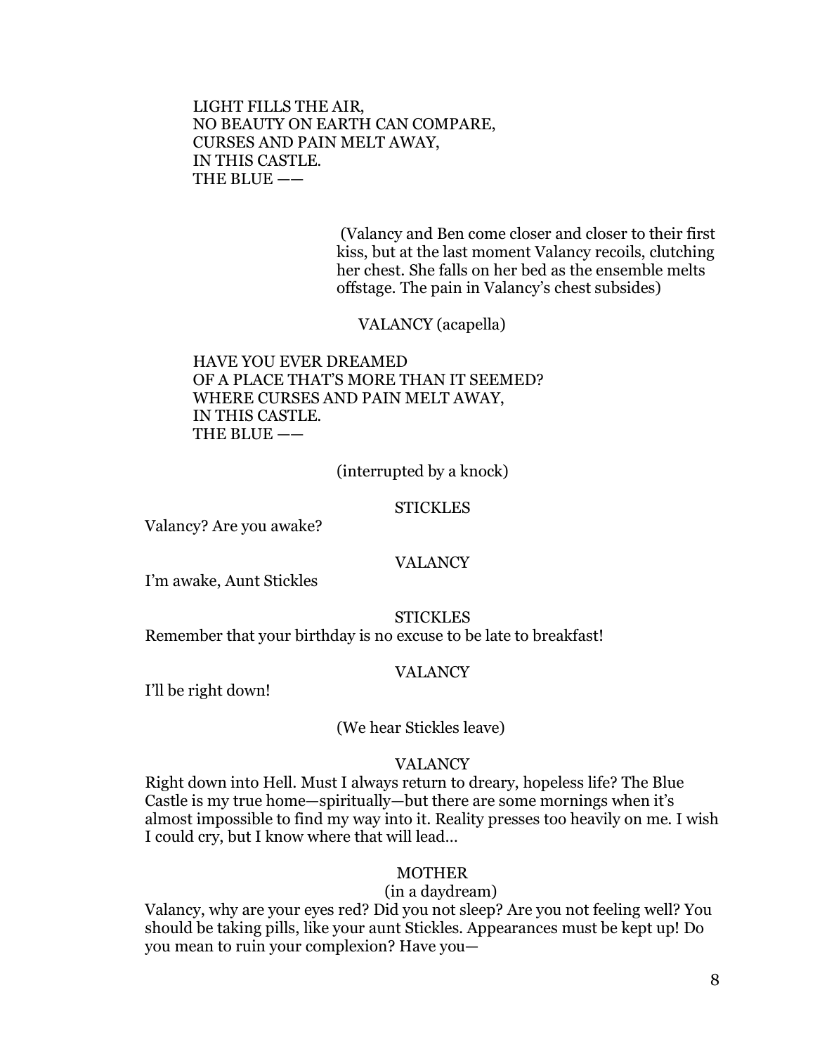LIGHT FILLS THE AIR,
NO BEAUTY ON EARTH CAN COMPARE,
CURSES AND PAIN MELT AWAY,
IN THIS CASTLE.
THE BLUE ——

(Valancy and Ben come closer and closer to their first kiss, but at the last moment Valancy recoils, clutching her chest. She falls on her bed as the ensemble melts offstage. The pain in Valancy's chest subsides)

VALANCY (acapella)

HAVE YOU EVER DREAMED
OF A PLACE THAT'S MORE THAN IT SEEMED?
WHERE CURSES AND PAIN MELT AWAY,
IN THIS CASTLE.
THE BLUE ——

(interrupted by a knock)

STICKLES

Valancy? Are you awake?

VALANCY

I'm awake, Aunt Stickles

STICKLES

Remember that your birthday is no excuse to be late to breakfast!

VALANCY

I'll be right down!

(We hear Stickles leave)

VALANCY

Right down into Hell. Must I always return to dreary, hopeless life? The Blue Castle is my true home—spiritually—but there are some mornings when it's almost impossible to find my way into it. Reality presses too heavily on me. I wish I could cry, but I know where that will lead…

MOTHER
(in a daydream)

Valancy, why are your eyes red? Did you not sleep? Are you not feeling well? You should be taking pills, like your aunt Stickles. Appearances must be kept up! Do you mean to ruin your complexion? Have you—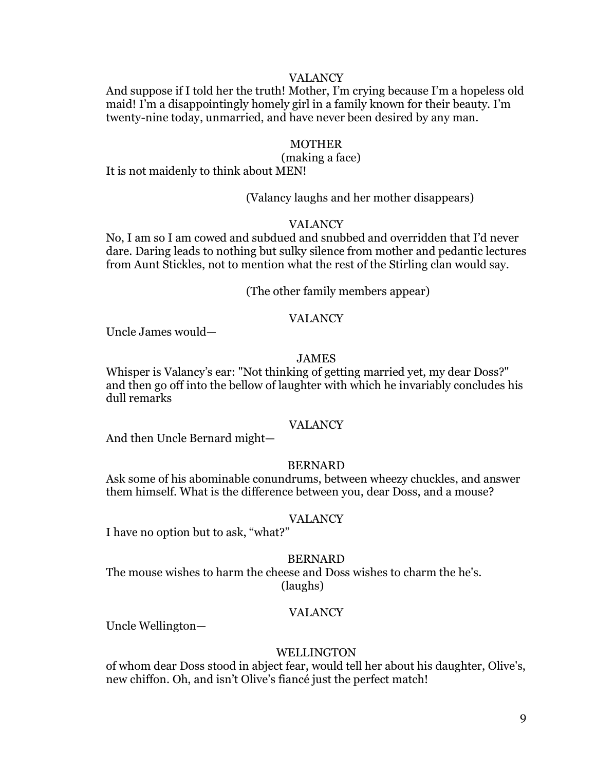VALANCY

And suppose if I told her the truth! Mother, I'm crying because I'm a hopeless old maid! I'm a disappointingly homely girl in a family known for their beauty. I'm twenty-nine today, unmarried, and have never been desired by any man.

MOTHER

(making a face)

It is not maidenly to think about MEN!

(Valancy laughs and her mother disappears)

VALANCY

No, I am so I am cowed and subdued and snubbed and overridden that I'd never dare. Daring leads to nothing but sulky silence from mother and pedantic lectures from Aunt Stickles, not to mention what the rest of the Stirling clan would say.

(The other family members appear)

VALANCY

Uncle James would—

JAMES

Whisper is Valancy's ear: "Not thinking of getting married yet, my dear Doss?" and then go off into the bellow of laughter with which he invariably concludes his dull remarks

VALANCY

And then Uncle Bernard might—

BERNARD

Ask some of his abominable conundrums, between wheezy chuckles, and answer them himself. What is the difference between you, dear Doss, and a mouse?

VALANCY

I have no option but to ask, "what?"

BERNARD

The mouse wishes to harm the cheese and Doss wishes to charm the he's.

(laughs)

VALANCY

Uncle Wellington—

WELLINGTON

of whom dear Doss stood in abject fear, would tell her about his daughter, Olive's, new chiffon. Oh, and isn't Olive's fiancé just the perfect match!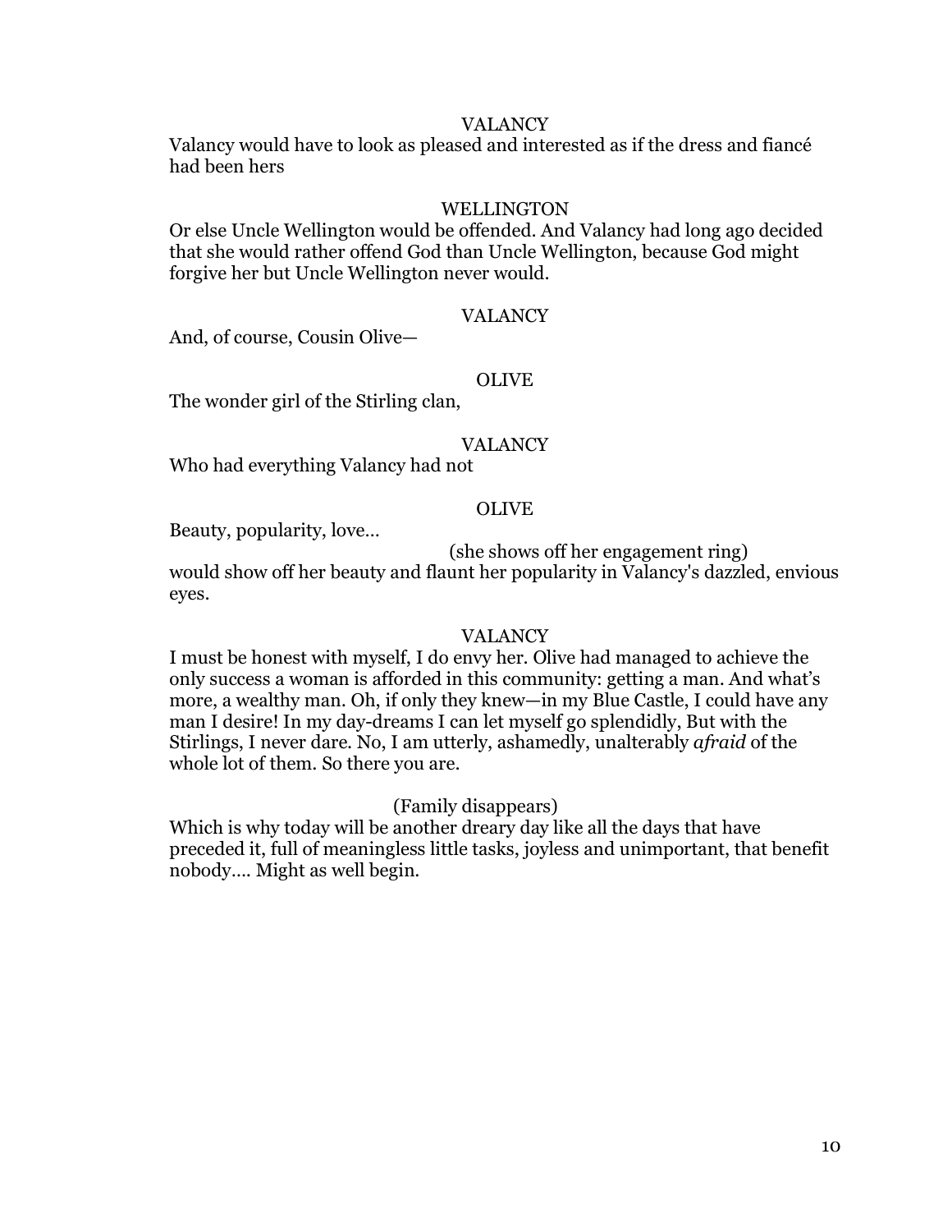VALANCY

Valancy would have to look as pleased and interested as if the dress and fiancé had been hers

WELLINGTON

Or else Uncle Wellington would be offended. And Valancy had long ago decided that she would rather offend God than Uncle Wellington, because God might forgive her but Uncle Wellington never would.

VALANCY

And, of course, Cousin Olive—

OLIVE

The wonder girl of the Stirling clan,

VALANCY

Who had everything Valancy had not

OLIVE

Beauty, popularity, love…

(she shows off her engagement ring)

would show off her beauty and flaunt her popularity in Valancy's dazzled, envious eyes.

VALANCY

I must be honest with myself, I do envy her. Olive had managed to achieve the only success a woman is afforded in this community: getting a man. And what's more, a wealthy man. Oh, if only they knew—in my Blue Castle, I could have any man I desire! In my day-dreams I can let myself go splendidly, But with the Stirlings, I never dare. No, I am utterly, ashamedly, unalterably *afraid* of the whole lot of them. So there you are.

(Family disappears)

Which is why today will be another dreary day like all the days that have preceded it, full of meaningless little tasks, joyless and unimportant, that benefit nobody…. Might as well begin.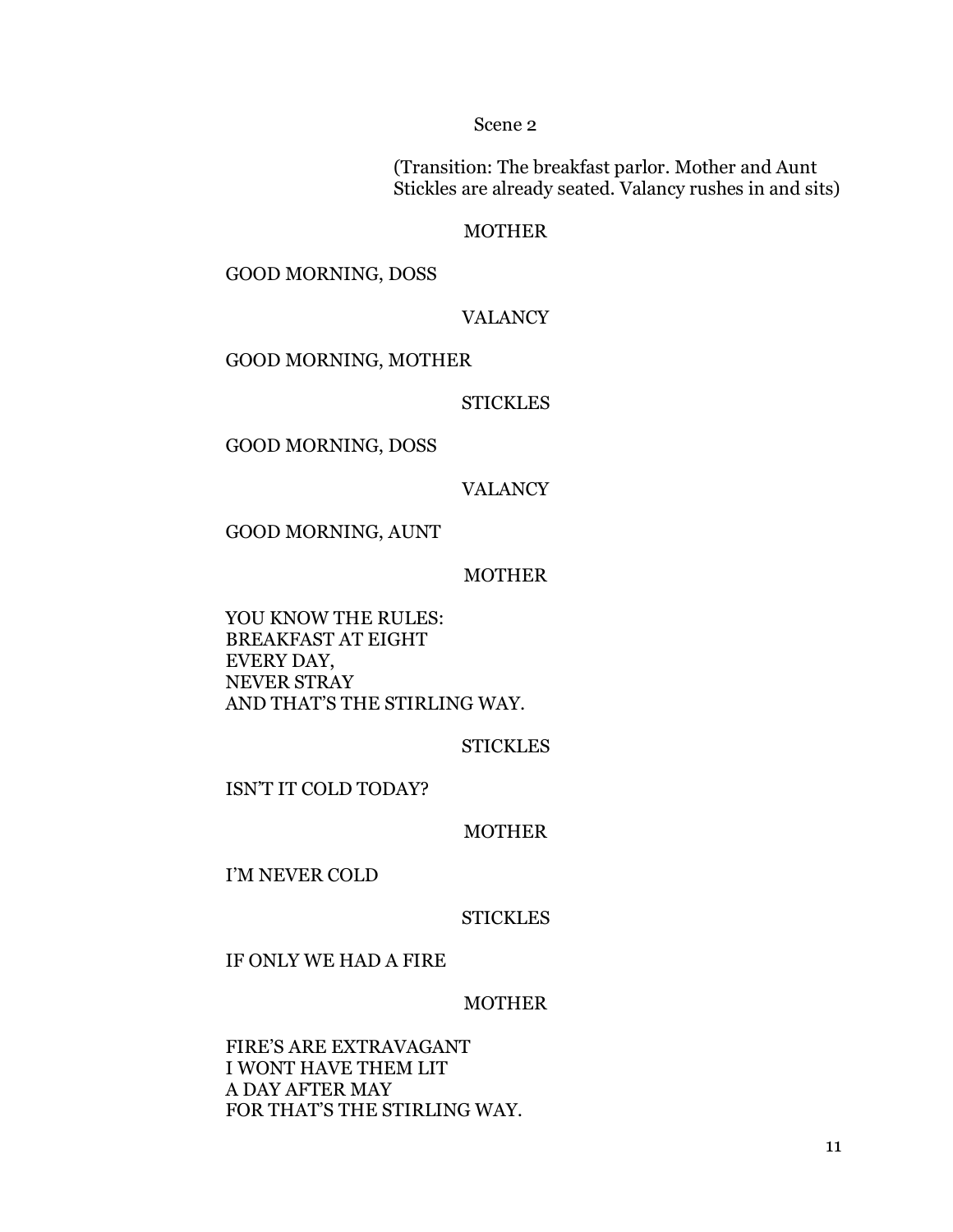Scene 2

(Transition: The breakfast parlor. Mother and Aunt Stickles are already seated. Valancy rushes in and sits)

MOTHER

GOOD MORNING, DOSS

VALANCY

GOOD MORNING, MOTHER

STICKLES

GOOD MORNING, DOSS

VALANCY

GOOD MORNING, AUNT

MOTHER

YOU KNOW THE RULES:
BREAKFAST AT EIGHT
EVERY DAY,
NEVER STRAY
AND THAT'S THE STIRLING WAY.

STICKLES

ISN'T IT COLD TODAY?

MOTHER

I'M NEVER COLD

STICKLES

IF ONLY WE HAD A FIRE

MOTHER

FIRE'S ARE EXTRAVAGANT
I WONT HAVE THEM LIT
A DAY AFTER MAY
FOR THAT'S THE STIRLING WAY.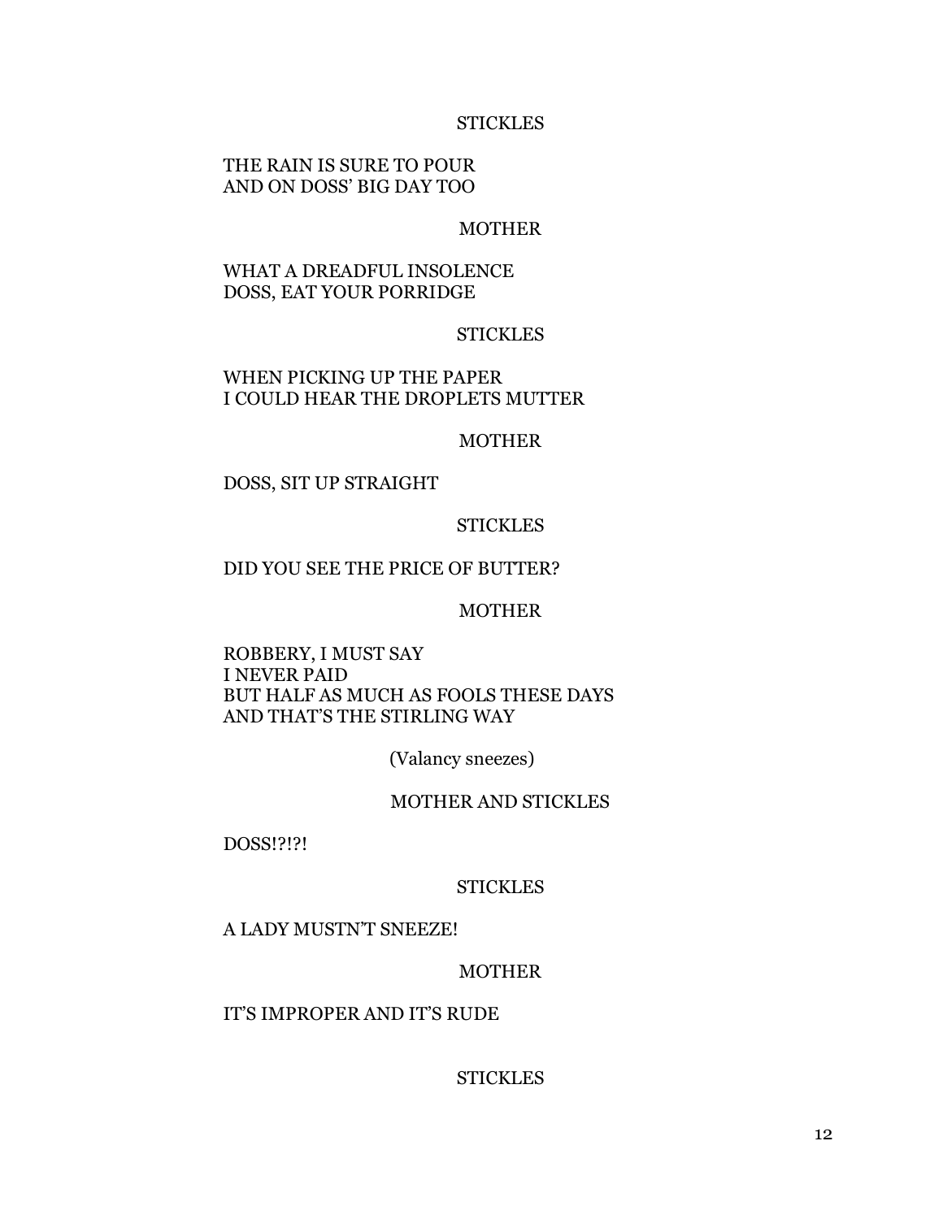STICKLES

THE RAIN IS SURE TO POUR
AND ON DOSS' BIG DAY TOO

MOTHER

WHAT A DREADFUL INSOLENCE
DOSS, EAT YOUR PORRIDGE

STICKLES

WHEN PICKING UP THE PAPER
I COULD HEAR THE DROPLETS MUTTER

MOTHER

DOSS, SIT UP STRAIGHT

STICKLES

DID YOU SEE THE PRICE OF BUTTER?

MOTHER

ROBBERY, I MUST SAY
I NEVER PAID
BUT HALF AS MUCH AS FOOLS THESE DAYS
AND THAT'S THE STIRLING WAY

(Valancy sneezes)

MOTHER AND STICKLES

DOSS!?!?!

STICKLES

A LADY MUSTN'T SNEEZE!

MOTHER

IT'S IMPROPER AND IT'S RUDE

STICKLES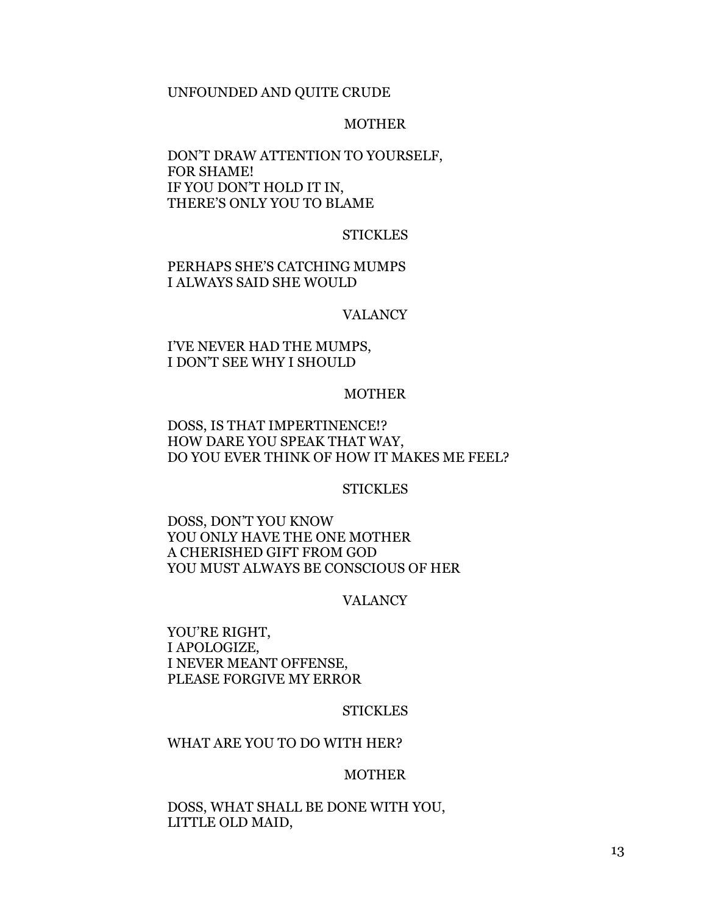UNFOUNDED AND QUITE CRUDE

MOTHER

DON'T DRAW ATTENTION TO YOURSELF,
FOR SHAME!
IF YOU DON'T HOLD IT IN,
THERE'S ONLY YOU TO BLAME

STICKLES

PERHAPS SHE'S CATCHING MUMPS
I ALWAYS SAID SHE WOULD

VALANCY

I'VE NEVER HAD THE MUMPS,
I DON'T SEE WHY I SHOULD

MOTHER

DOSS, IS THAT IMPERTINENCE!?
HOW DARE YOU SPEAK THAT WAY,
DO YOU EVER THINK OF HOW IT MAKES ME FEEL?

STICKLES

DOSS, DON'T YOU KNOW
YOU ONLY HAVE THE ONE MOTHER
A CHERISHED GIFT FROM GOD
YOU MUST ALWAYS BE CONSCIOUS OF HER

VALANCY

YOU'RE RIGHT,
I APOLOGIZE,
I NEVER MEANT OFFENSE,
PLEASE FORGIVE MY ERROR

STICKLES

WHAT ARE YOU TO DO WITH HER?

MOTHER

DOSS, WHAT SHALL BE DONE WITH YOU,
LITTLE OLD MAID,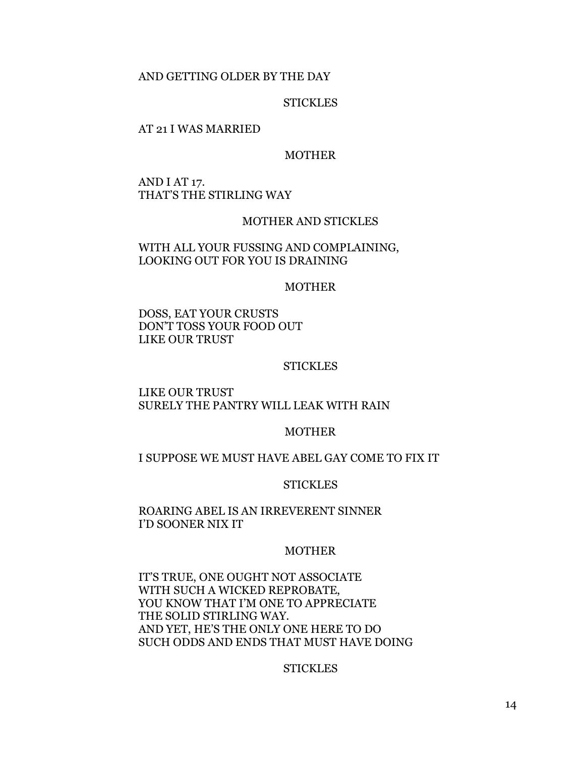AND GETTING OLDER BY THE DAY

STICKLES

AT 21 I WAS MARRIED

MOTHER

AND I AT 17.
THAT'S THE STIRLING WAY

MOTHER AND STICKLES

WITH ALL YOUR FUSSING AND COMPLAINING,
LOOKING OUT FOR YOU IS DRAINING

MOTHER

DOSS, EAT YOUR CRUSTS
DON'T TOSS YOUR FOOD OUT
LIKE OUR TRUST

STICKLES

LIKE OUR TRUST
SURELY THE PANTRY WILL LEAK WITH RAIN

MOTHER

I SUPPOSE WE MUST HAVE ABEL GAY COME TO FIX IT

STICKLES

ROARING ABEL IS AN IRREVERENT SINNER
I'D SOONER NIX IT

MOTHER

IT'S TRUE, ONE OUGHT NOT ASSOCIATE
WITH SUCH A WICKED REPROBATE,
YOU KNOW THAT I'M ONE TO APPRECIATE
THE SOLID STIRLING WAY.
AND YET, HE'S THE ONLY ONE HERE TO DO
SUCH ODDS AND ENDS THAT MUST HAVE DOING

STICKLES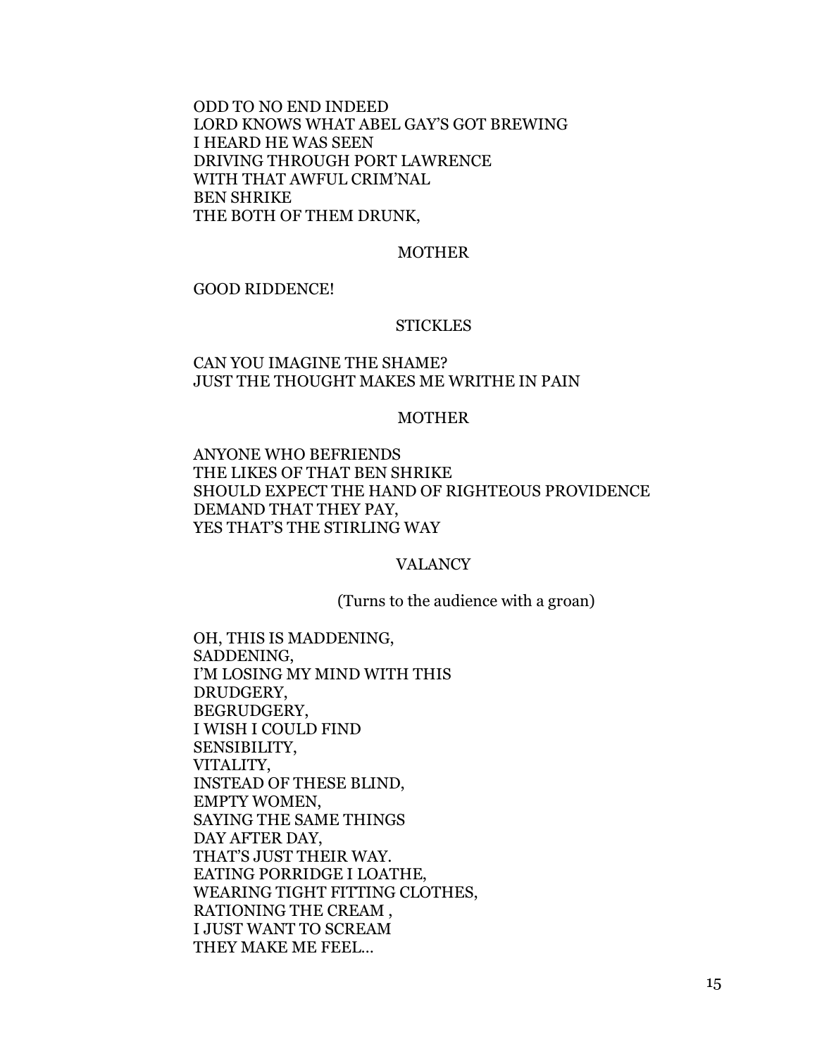ODD TO NO END INDEED
LORD KNOWS WHAT ABEL GAY'S GOT BREWING
I HEARD HE WAS SEEN
DRIVING THROUGH PORT LAWRENCE
WITH THAT AWFUL CRIM'NAL
BEN SHRIKE
THE BOTH OF THEM DRUNK,

MOTHER

GOOD RIDDENCE!

STICKLES

CAN YOU IMAGINE THE SHAME?
JUST THE THOUGHT MAKES ME WRITHE IN PAIN

MOTHER

ANYONE WHO BEFRIENDS
THE LIKES OF THAT BEN SHRIKE
SHOULD EXPECT THE HAND OF RIGHTEOUS PROVIDENCE
DEMAND THAT THEY PAY,
YES THAT'S THE STIRLING WAY

VALANCY

(Turns to the audience with a groan)

OH, THIS IS MADDENING,
SADDENING,
I'M LOSING MY MIND WITH THIS
DRUDGERY,
BEGRUDGERY,
I WISH I COULD FIND
SENSIBILITY,
VITALITY,
INSTEAD OF THESE BLIND,
EMPTY WOMEN,
SAYING THE SAME THINGS
DAY AFTER DAY,
THAT'S JUST THEIR WAY.
EATING PORRIDGE I LOATHE,
WEARING TIGHT FITTING CLOTHES,
RATIONING THE CREAM ,
I JUST WANT TO SCREAM
THEY MAKE ME FEEL...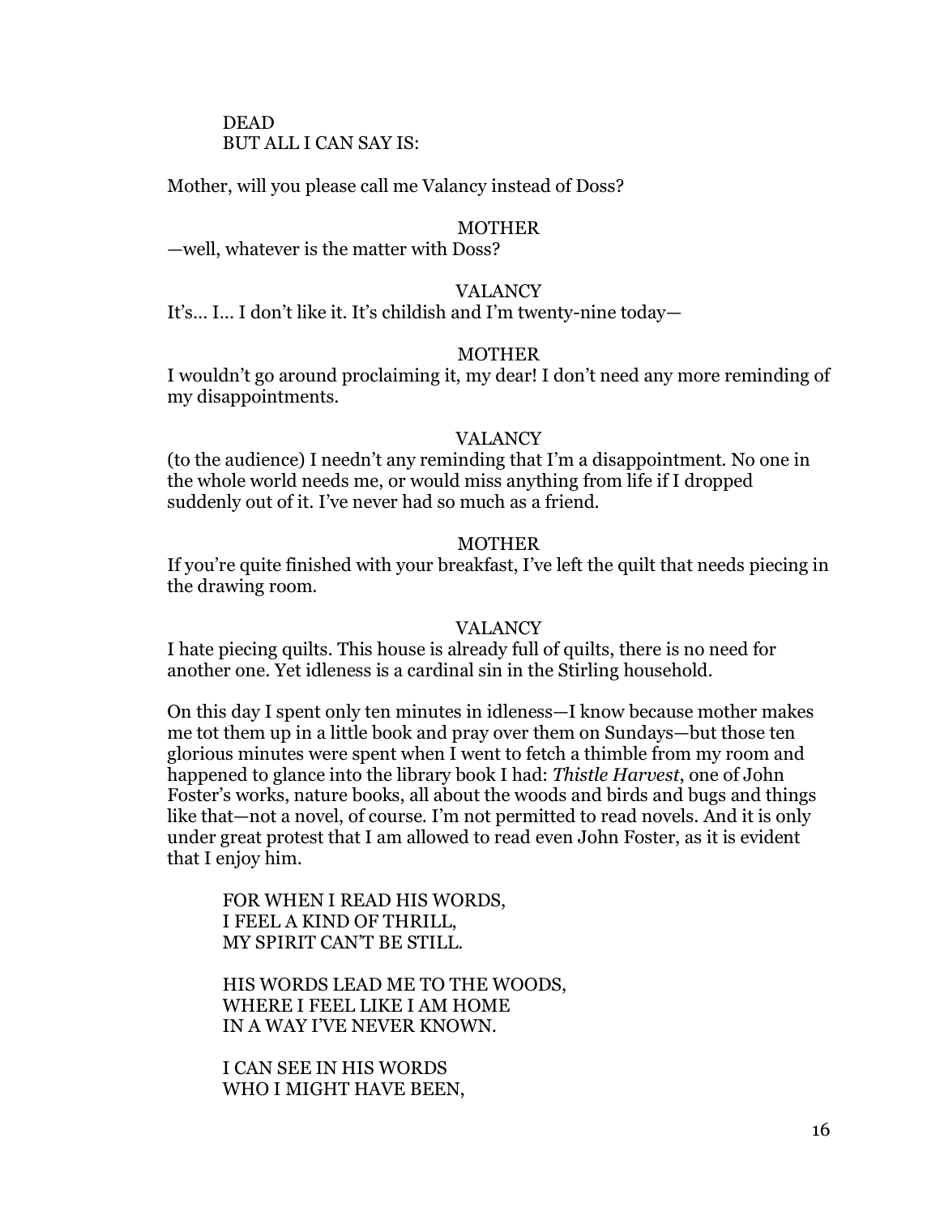DEAD
BUT ALL I CAN SAY IS:

Mother, will you please call me Valancy instead of Doss?

MOTHER

—well, whatever is the matter with Doss?

VALANCY

It's… I… I don't like it. It's childish and I'm twenty-nine today—

MOTHER

I wouldn't go around proclaiming it, my dear! I don't need any more reminding of my disappointments.

VALANCY

(to the audience) I needn't any reminding that I'm a disappointment. No one in the whole world needs me, or would miss anything from life if I dropped suddenly out of it. I've never had so much as a friend.

MOTHER

If you're quite finished with your breakfast, I've left the quilt that needs piecing in the drawing room.

VALANCY

I hate piecing quilts. This house is already full of quilts, there is no need for another one. Yet idleness is a cardinal sin in the Stirling household.

On this day I spent only ten minutes in idleness—I know because mother makes me tot them up in a little book and pray over them on Sundays—but those ten glorious minutes were spent when I went to fetch a thimble from my room and happened to glance into the library book I had: *Thistle Harvest*, one of John Foster's works, nature books, all about the woods and birds and bugs and things like that—not a novel, of course. I'm not permitted to read novels. And it is only under great protest that I am allowed to read even John Foster, as it is evident that I enjoy him.

FOR WHEN I READ HIS WORDS,
I FEEL A KIND OF THRILL,
MY SPIRIT CAN'T BE STILL.

HIS WORDS LEAD ME TO THE WOODS,
WHERE I FEEL LIKE I AM HOME
IN A WAY I'VE NEVER KNOWN.

I CAN SEE IN HIS WORDS
WHO I MIGHT HAVE BEEN,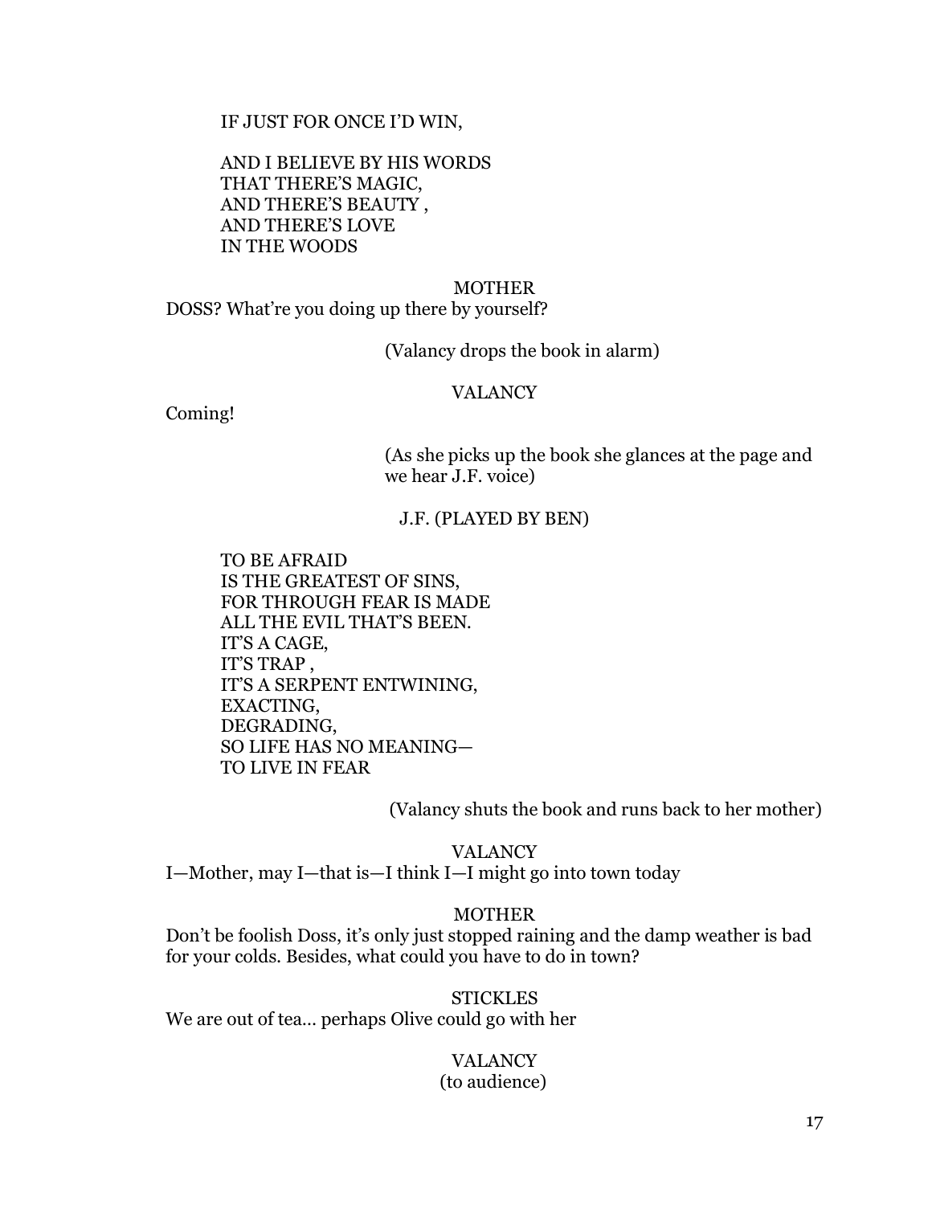IF JUST FOR ONCE I'D WIN,

AND I BELIEVE BY HIS WORDS
THAT THERE'S MAGIC,
AND THERE'S BEAUTY ,
AND THERE'S LOVE
IN THE WOODS

MOTHER

DOSS? What're you doing up there by yourself?

(Valancy drops the book in alarm)

VALANCY

Coming!

(As she picks up the book she glances at the page and we hear J.F. voice)

J.F. (PLAYED BY BEN)

TO BE AFRAID
IS THE GREATEST OF SINS,
FOR THROUGH FEAR IS MADE
ALL THE EVIL THAT'S BEEN.
IT'S A CAGE,
IT'S TRAP ,
IT'S A SERPENT ENTWINING,
EXACTING,
DEGRADING,
SO LIFE HAS NO MEANING—
TO LIVE IN FEAR

(Valancy shuts the book and runs back to her mother)

VALANCY

I—Mother, may I—that is—I think I—I might go into town today

MOTHER

Don't be foolish Doss, it's only just stopped raining and the damp weather is bad for your colds. Besides, what could you have to do in town?

STICKLES

We are out of tea… perhaps Olive could go with her

VALANCY
(to audience)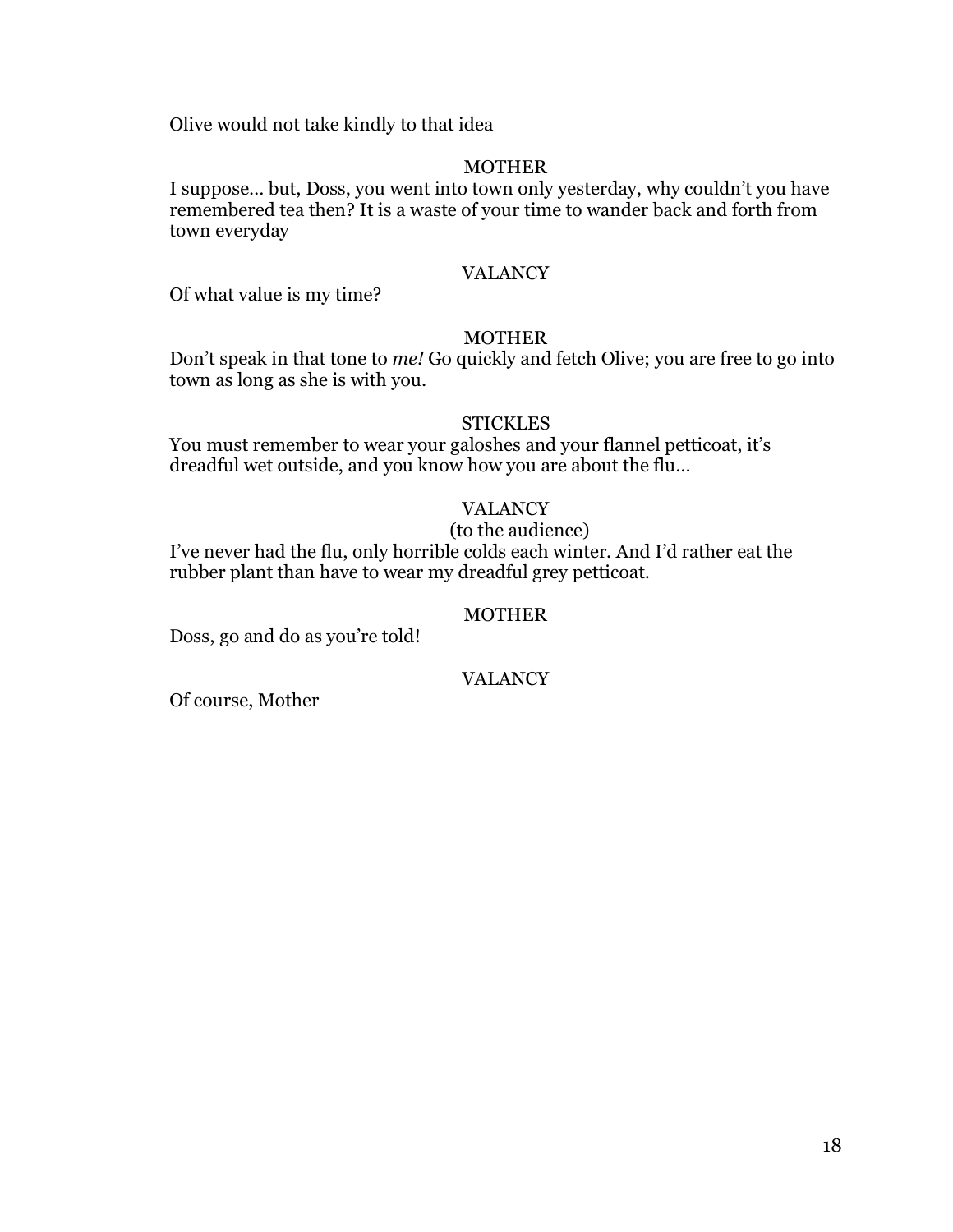Olive would not take kindly to that idea

MOTHER

I suppose… but, Doss, you went into town only yesterday, why couldn't you have remembered tea then? It is a waste of your time to wander back and forth from town everyday

VALANCY

Of what value is my time?

MOTHER

Don't speak in that tone to *me!* Go quickly and fetch Olive; you are free to go into town as long as she is with you.

STICKLES

You must remember to wear your galoshes and your flannel petticoat, it's dreadful wet outside, and you know how you are about the flu…

VALANCY

(to the audience)

I've never had the flu, only horrible colds each winter. And I'd rather eat the rubber plant than have to wear my dreadful grey petticoat.

MOTHER

Doss, go and do as you're told!

VALANCY

Of course, Mother